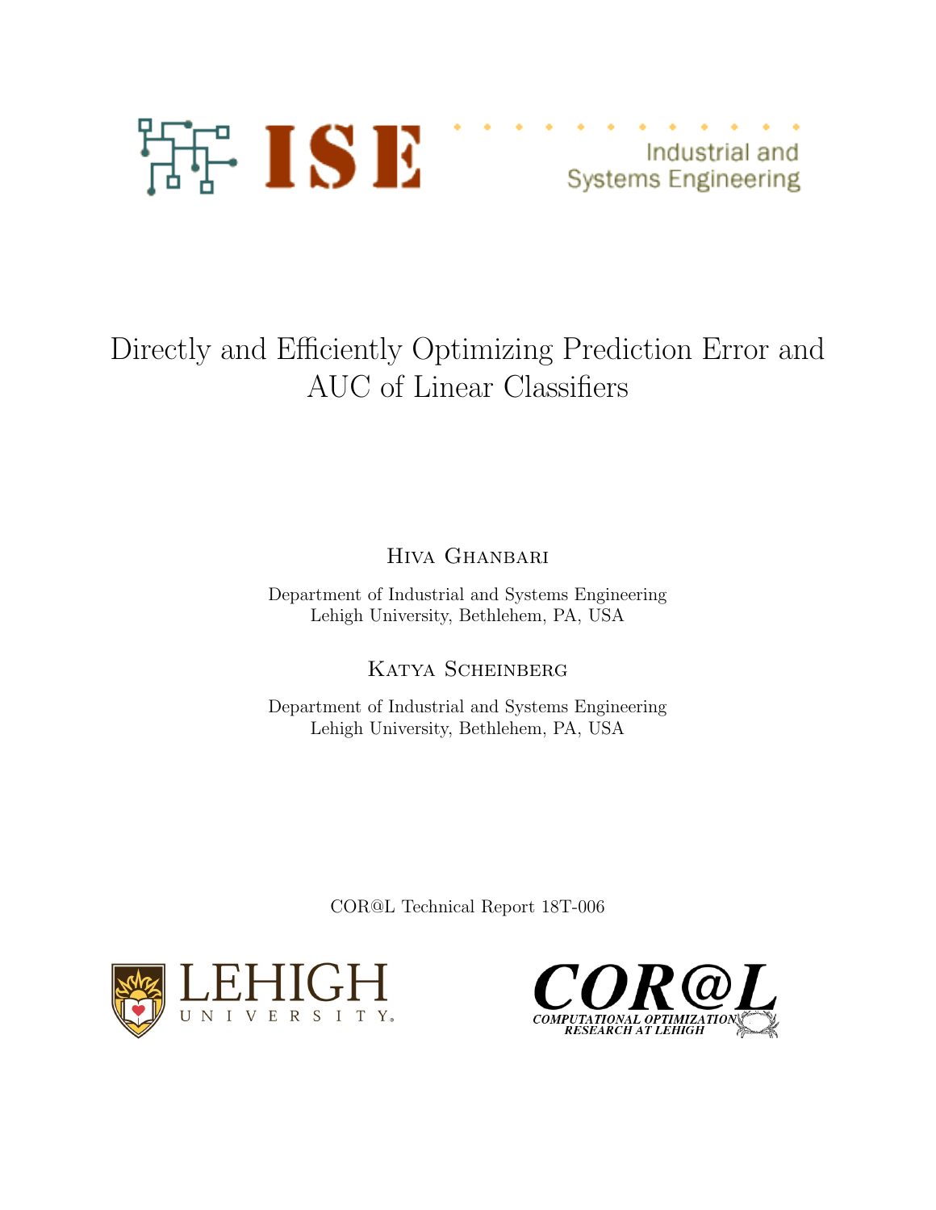ISE Industrial and Systems Engineering

# Directly and Efficiently Optimizing Prediction Error and AUC of Linear Classifiers

Hiva Ghanbari

Department of Industrial and Systems Engineering
Lehigh University, Bethlehem, PA, USA

Katya Scheinberg

Department of Industrial and Systems Engineering
Lehigh University, Bethlehem, PA, USA

COR@L Technical Report 18T-006

LEHIGH UNIVERSITY

COR@L
COMPUTATIONAL OPTIMIZATION RESEARCH AT LEHIGH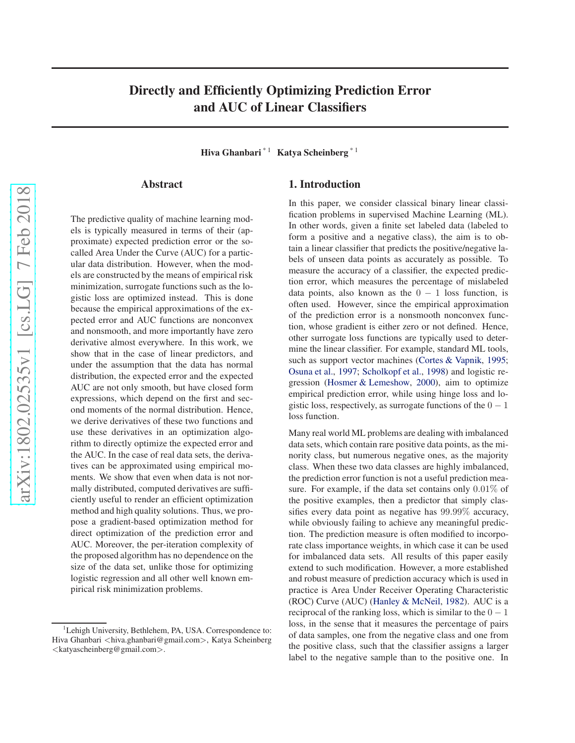# Directly and Efficiently Optimizing Prediction Error and AUC of Linear Classifiers

**Hiva Ghanbari** [*1] **Katya Scheinberg** [*1]

## Abstract

The predictive quality of machine learning models is typically measured in terms of their (approximate) expected prediction error or the so-called Area Under the Curve (AUC) for a particular data distribution. However, when the models are constructed by the means of empirical risk minimization, surrogate functions such as the logistic loss are optimized instead. This is done because the empirical approximations of the expected error and AUC functions are nonconvex and nonsmooth, and more importantly have zero derivative almost everywhere. In this work, we show that in the case of linear predictors, and under the assumption that the data has normal distribution, the expected error and the expected AUC are not only smooth, but have closed form expressions, which depend on the first and second moments of the normal distribution. Hence, we derive derivatives of these two functions and use these derivatives in an optimization algorithm to directly optimize the expected error and the AUC. In the case of real data sets, the derivatives can be approximated using empirical moments. We show that even when data is not normally distributed, computed derivatives are sufficiently useful to render an efficient optimization method and high quality solutions. Thus, we propose a gradient-based optimization method for direct optimization of the prediction error and AUC. Moreover, the per-iteration complexity of the proposed algorithm has no dependence on the size of the data set, unlike those for optimizing logistic regression and all other well known empirical risk minimization problems.

## 1. Introduction

In this paper, we consider classical binary linear classification problems in supervised Machine Learning (ML). In other words, given a finite set labeled data (labeled to form a positive and a negative class), the aim is to obtain a linear classifier that predicts the positive/negative labels of unseen data points as accurately as possible. To measure the accuracy of a classifier, the expected prediction error, which measures the percentage of mislabeled data points, also known as the $0-1$ loss function, is often used. However, since the empirical approximation of the prediction error is a nonsmooth nonconvex function, whose gradient is either zero or not defined. Hence, other surrogate loss functions are typically used to determine the linear classifier. For example, standard ML tools, such as support vector machines (Cortes & Vapnik, 1995; Osuna et al., 1997; Scholkopf et al., 1998) and logistic regression (Hosmer & Lemeshow, 2000), aim to optimize empirical prediction error, while using hinge loss and logistic loss, respectively, as surrogate functions of the $0-1$ loss function.

Many real world ML problems are dealing with imbalanced data sets, which contain rare positive data points, as the minority class, but numerous negative ones, as the majority class. When these two data classes are highly imbalanced, the prediction error function is not a useful prediction measure. For example, if the data set contains only $0.01\%$ of the positive examples, then a predictor that simply classifies every data point as negative has $99.99\%$ accuracy, while obviously failing to achieve any meaningful prediction. The prediction measure is often modified to incorporate class importance weights, in which case it can be used for imbalanced data sets. All results of this paper easily extend to such modification. However, a more established and robust measure of prediction accuracy which is used in practice is Area Under Receiver Operating Characteristic (ROC) Curve (AUC) (Hanley & McNeil, 1982). AUC is a reciprocal of the ranking loss, which is similar to the $0-1$ loss, in the sense that it measures the percentage of pairs of data samples, one from the negative class and one from the positive class, such that the classifier assigns a larger label to the negative sample than to the positive one. In

[1] Lehigh University, Bethlehem, PA, USA. Correspondence to: Hiva Ghanbari <hiva.ghanbari@gmail.com>, Katya Scheinberg <katyascheinberg@gmail.com>.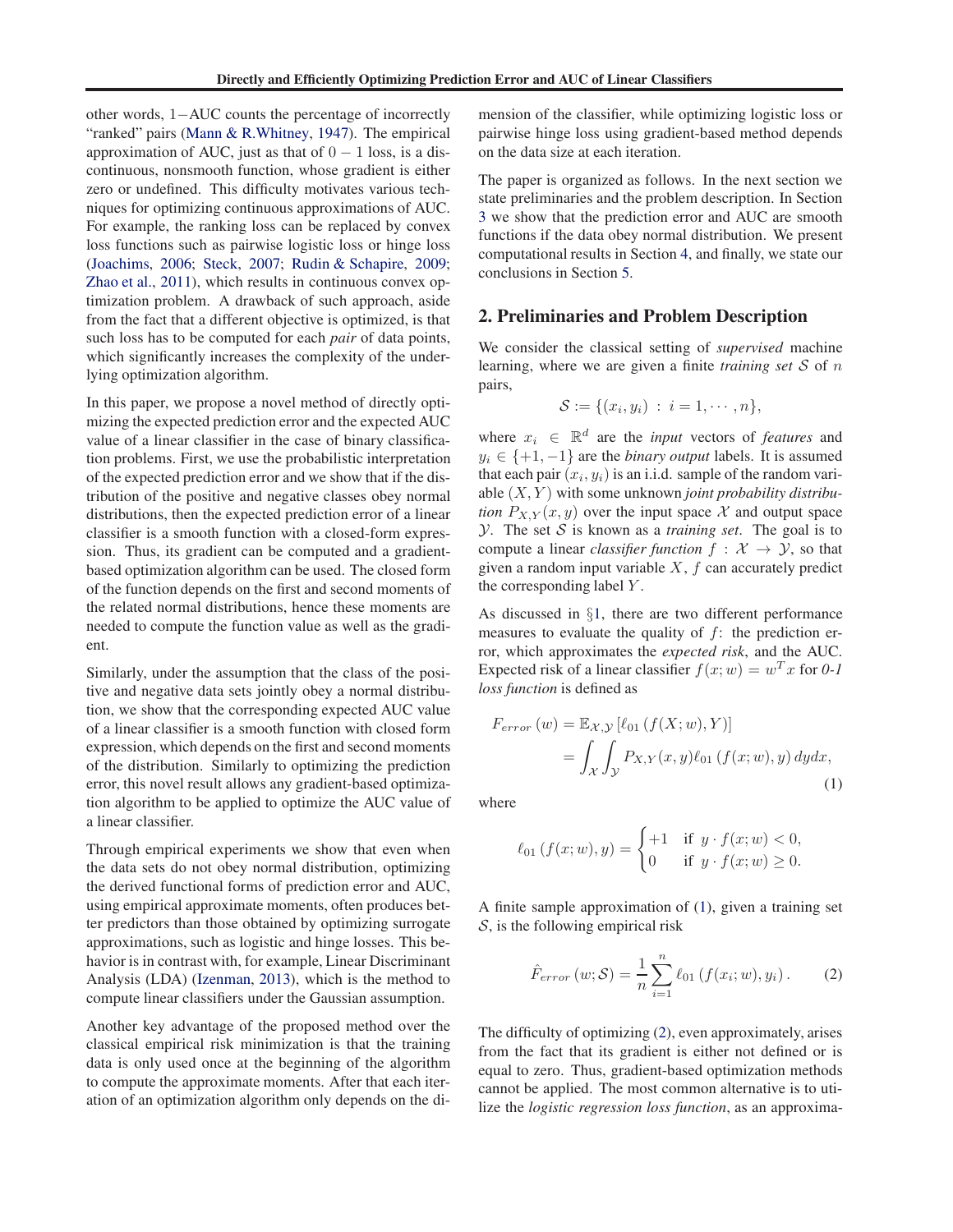other words, 1−AUC counts the percentage of incorrectly "ranked" pairs (Mann & R.Whitney, 1947). The empirical approximation of AUC, just as that of $0-1$ loss, is a discontinuous, nonsmooth function, whose gradient is either zero or undefined. This difficulty motivates various techniques for optimizing continuous approximations of AUC. For example, the ranking loss can be replaced by convex loss functions such as pairwise logistic loss or hinge loss (Joachims, 2006; Steck, 2007; Rudin & Schapire, 2009; Zhao et al., 2011), which results in continuous convex optimization problem. A drawback of such approach, aside from the fact that a different objective is optimized, is that such loss has to be computed for each *pair* of data points, which significantly increases the complexity of the underlying optimization algorithm.

In this paper, we propose a novel method of directly optimizing the expected prediction error and the expected AUC value of a linear classifier in the case of binary classification problems. First, we use the probabilistic interpretation of the expected prediction error and we show that if the distribution of the positive and negative classes obey normal distributions, then the expected prediction error of a linear classifier is a smooth function with a closed-form expression. Thus, its gradient can be computed and a gradient-based optimization algorithm can be used. The closed form of the function depends on the first and second moments of the related normal distributions, hence these moments are needed to compute the function value as well as the gradient.

Similarly, under the assumption that the class of the positive and negative data sets jointly obey a normal distribution, we show that the corresponding expected AUC value of a linear classifier is a smooth function with closed form expression, which depends on the first and second moments of the distribution. Similarly to optimizing the prediction error, this novel result allows any gradient-based optimization algorithm to be applied to optimize the AUC value of a linear classifier.

Through empirical experiments we show that even when the data sets do not obey normal distribution, optimizing the derived functional forms of prediction error and AUC, using empirical approximate moments, often produces better predictors than those obtained by optimizing surrogate approximations, such as logistic and hinge losses. This behavior is in contrast with, for example, Linear Discriminant Analysis (LDA) (Izenman, 2013), which is the method to compute linear classifiers under the Gaussian assumption.

Another key advantage of the proposed method over the classical empirical risk minimization is that the training data is only used once at the beginning of the algorithm to compute the approximate moments. After that each iteration of an optimization algorithm only depends on the dimension of the classifier, while optimizing logistic loss or pairwise hinge loss using gradient-based method depends on the data size at each iteration.

The paper is organized as follows. In the next section we state preliminaries and the problem description. In Section 3 we show that the prediction error and AUC are smooth functions if the data obey normal distribution. We present computational results in Section 4, and finally, we state our conclusions in Section 5.

## 2. Preliminaries and Problem Description

We consider the classical setting of *supervised* machine learning, where we are given a finite *training set* $\mathcal{S}$ of $n$ pairs,

$$\mathcal{S} := \{(x_i, y_i) \, : \, i = 1, \cdots, n\},$$

where $x_i \in \mathbb{R}^d$ are the *input* vectors of *features* and $y_i \in \{+1, -1\}$ are the *binary output* labels. It is assumed that each pair $(x_i, y_i)$ is an i.i.d. sample of the random variable $(X, Y)$ with some unknown *joint probability distribution* $P_{X,Y}(x, y)$ over the input space $\mathcal{X}$ and output space $\mathcal{Y}$. The set $\mathcal{S}$ is known as a *training set*. The goal is to compute a linear *classifier function* $f : \mathcal{X} \to \mathcal{Y}$, so that given a random input variable $X$, $f$ can accurately predict the corresponding label $Y$.

As discussed in §1, there are two different performance measures to evaluate the quality of $f$: the prediction error, which approximates the *expected risk*, and the AUC. Expected risk of a linear classifier $f(x; w) = w^T x$ for *0-1 loss function* is defined as

$$\begin{aligned} F_{error}(w) &= \mathbb{E}_{\mathcal{X},\mathcal{Y}} \left[ \ell_{01} \left( f(X; w), Y \right) \right] \\ &= \int_{\mathcal{X}} \int_{\mathcal{Y}} P_{X,Y}(x, y) \ell_{01} \left( f(x; w), y \right) dy dx, \end{aligned} \tag{1}$$

where

$$\ell_{01} \left( f(x; w), y \right) = \begin{cases} +1 & \text{if } \; y \cdot f(x; w) < 0, \\ 0 & \text{if } \; y \cdot f(x; w) \geq 0. \end{cases}$$

A finite sample approximation of (1), given a training set $\mathcal{S}$, is the following empirical risk

$$\hat{F}_{error}(w; \mathcal{S}) = \frac{1}{n} \sum_{i=1}^{n} \ell_{01} \left( f(x_i; w), y_i \right). \tag{2}$$

The difficulty of optimizing (2), even approximately, arises from the fact that its gradient is either not defined or is equal to zero. Thus, gradient-based optimization methods cannot be applied. The most common alternative is to utilize the *logistic regression loss function*, as an approxima-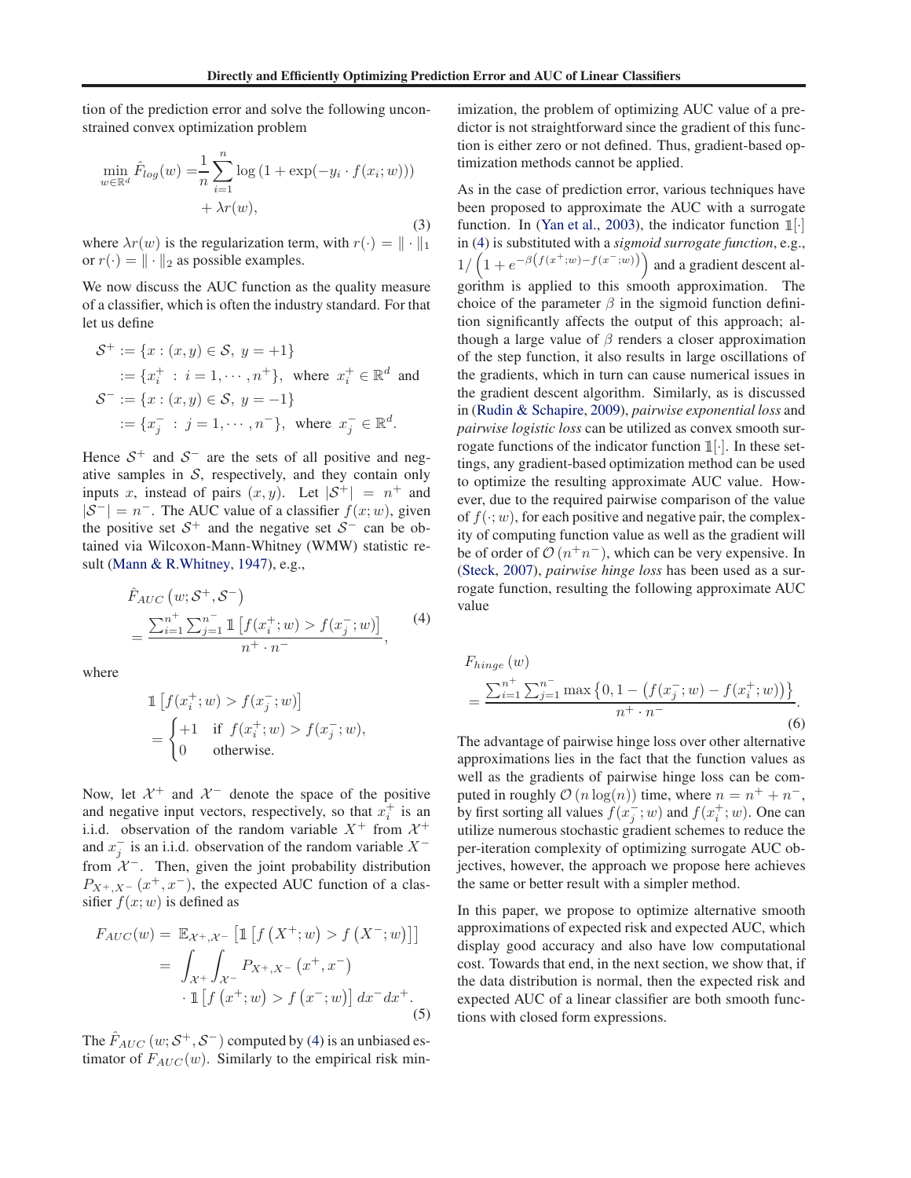tion of the prediction error and solve the following unconstrained convex optimization problem

$$\min_{w \in \mathbb{R}^d} \hat{F}_{log}(w) = \frac{1}{n} \sum_{i=1}^{n} \log\left(1 + \exp(-y_i \cdot f(x_i; w))\right) + \lambda r(w), \tag{3}$$

where $\lambda r(w)$ is the regularization term, with $r(\cdot) = \|\cdot\|_1$ or $r(\cdot) = \|\cdot\|_2$ as possible examples.

We now discuss the AUC function as the quality measure of a classifier, which is often the industry standard. For that let us define

$$\begin{aligned}
\mathcal{S}^+ &:= \{x : (x, y) \in \mathcal{S},\ y = +1\} \\
&:= \{x_i^+ \ :\ i = 1, \cdots, n^+\}, \text{ where } x_i^+ \in \mathbb{R}^d \text{ and} \\
\mathcal{S}^- &:= \{x : (x, y) \in \mathcal{S},\ y = -1\} \\
&:= \{x_j^- \ :\ j = 1, \cdots, n^-\}, \text{ where } x_j^- \in \mathbb{R}^d.
\end{aligned}$$

Hence $\mathcal{S}^+$ and $\mathcal{S}^-$ are the sets of all positive and negative samples in $\mathcal{S}$, respectively, and they contain only inputs $x$, instead of pairs $(x, y)$. Let $|\mathcal{S}^+| = n^+$ and $|\mathcal{S}^-| = n^-$. The AUC value of a classifier $f(x; w)$, given the positive set $\mathcal{S}^+$ and the negative set $\mathcal{S}^-$ can be obtained via Wilcoxon-Mann-Whitney (WMW) statistic result (Mann & R.Whitney, 1947), e.g.,

$$\hat{F}_{AUC}\left(w; \mathcal{S}^+, \mathcal{S}^-\right) = \frac{\sum_{i=1}^{n^+} \sum_{j=1}^{n^-} \mathbb{1}\left[f(x_i^+; w) > f(x_j^-; w)\right]}{n^+ \cdot n^-}, \tag{4}$$

where

$$\mathbb{1}\left[f(x_i^+; w) > f(x_j^-; w)\right] = \begin{cases} +1 & \text{if } f(x_i^+; w) > f(x_j^-; w), \\ 0 & \text{otherwise.} \end{cases}$$

Now, let $\mathcal{X}^+$ and $\mathcal{X}^-$ denote the space of the positive and negative input vectors, respectively, so that $x_i^+$ is an i.i.d. observation of the random variable $X^+$ from $\mathcal{X}^+$ and $x_j^-$ is an i.i.d. observation of the random variable $X^-$ from $\mathcal{X}^-$. Then, given the joint probability distribution $P_{X^+, X^-}(x^+, x^-)$, the expected AUC function of a classifier $f(x; w)$ is defined as

$$\begin{aligned}
F_{AUC}(w) &= \mathbb{E}_{\mathcal{X}^+, \mathcal{X}^-}\left[\mathbb{1}\left[f\left(X^+; w\right) > f\left(X^-; w\right)\right]\right] \\
&= \int_{\mathcal{X}^+} \int_{\mathcal{X}^-} P_{X^+, X^-}\left(x^+, x^-\right) \\
&\qquad \cdot \mathbb{1}\left[f\left(x^+; w\right) > f\left(x^-; w\right)\right] dx^- dx^+.
\end{aligned} \tag{5}$$

The $\hat{F}_{AUC}\left(w; \mathcal{S}^+, \mathcal{S}^-\right)$ computed by (4) is an unbiased estimator of $F_{AUC}(w)$. Similarly to the empirical risk minimization, the problem of optimizing AUC value of a predictor is not straightforward since the gradient of this function is either zero or not defined. Thus, gradient-based optimization methods cannot be applied.

As in the case of prediction error, various techniques have been proposed to approximate the AUC with a surrogate function. In (Yan et al., 2003), the indicator function $\mathbb{1}[\cdot]$ in (4) is substituted with a *sigmoid surrogate function*, e.g., $1/\left(1 + e^{-\beta\left(f(x^+; w) - f(x^-; w)\right)}\right)$ and a gradient descent algorithm is applied to this smooth approximation. The choice of the parameter $\beta$ in the sigmoid function definition significantly affects the output of this approach; although a large value of $\beta$ renders a closer approximation of the step function, it also results in large oscillations of the gradients, which in turn can cause numerical issues in the gradient descent algorithm. Similarly, as is discussed in (Rudin & Schapire, 2009), *pairwise exponential loss* and *pairwise logistic loss* can be utilized as convex smooth surrogate functions of the indicator function $\mathbb{1}[\cdot]$. In these settings, any gradient-based optimization method can be used to optimize the resulting approximate AUC value. However, due to the required pairwise comparison of the value of $f(\cdot; w)$, for each positive and negative pair, the complexity of computing function value as well as the gradient will be of order of $\mathcal{O}\left(n^+ n^-\right)$, which can be very expensive. In (Steck, 2007), *pairwise hinge loss* has been used as a surrogate function, resulting the following approximate AUC value

$$F_{hinge}(w) = \frac{\sum_{i=1}^{n^+} \sum_{j=1}^{n^-} \max\left\{0, 1 - \left(f(x_j^-; w) - f(x_i^+; w)\right)\right\}}{n^+ \cdot n^-}. \tag{6}$$

The advantage of pairwise hinge loss over other alternative approximations lies in the fact that the function values as well as the gradients of pairwise hinge loss can be computed in roughly $\mathcal{O}(n \log(n))$ time, where $n = n^+ + n^-$, by first sorting all values $f(x_j^-; w)$ and $f(x_i^+; w)$. One can utilize numerous stochastic gradient schemes to reduce the per-iteration complexity of optimizing surrogate AUC objectives, however, the approach we propose here achieves the same or better result with a simpler method.

In this paper, we propose to optimize alternative smooth approximations of expected risk and expected AUC, which display good accuracy and also have low computational cost. Towards that end, in the next section, we show that, if the data distribution is normal, then the expected risk and expected AUC of a linear classifier are both smooth functions with closed form expressions.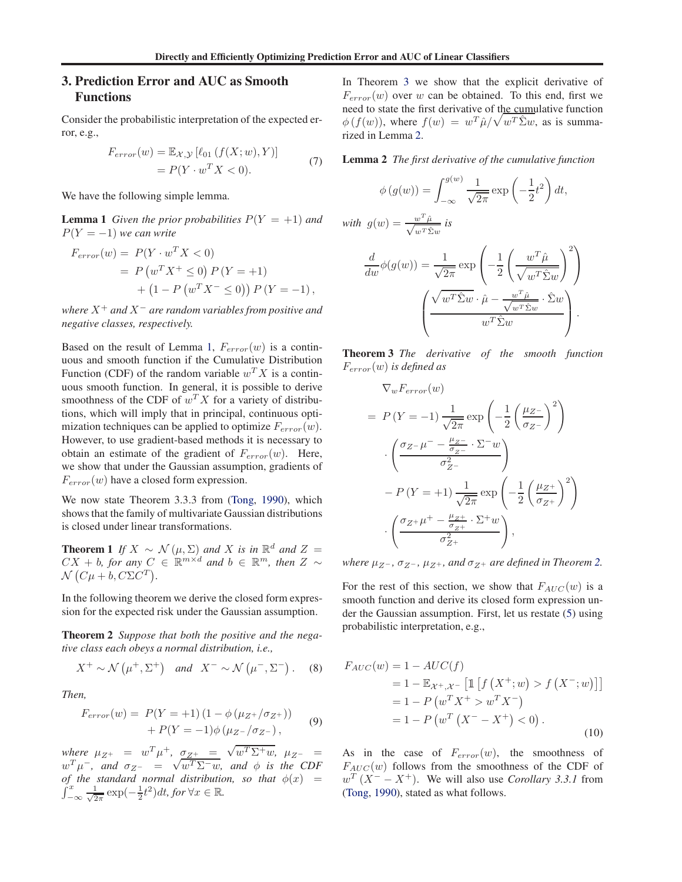## 3. Prediction Error and AUC as Smooth Functions

Consider the probabilistic interpretation of the expected error, e.g.,

$$
\begin{aligned}
F_{error}(w) &= \mathbb{E}_{\mathcal{X},\mathcal{Y}}\left[\ell_{01}\left(f(X;w),Y\right)\right] \\
&= P(Y \cdot w^T X < 0).
\end{aligned} \tag{7}
$$

We have the following simple lemma.

**Lemma 1** *Given the prior probabilities $P(Y=+1)$ and $P(Y=-1)$ we can write*

$$
\begin{aligned}
F_{error}(w) =& \ P(Y \cdot w^T X < 0) \\
=& \ P\left(w^T X^+ \leq 0\right) P\left(Y=+1\right) \\
&+ \left(1 - P\left(w^T X^- \leq 0\right)\right) P\left(Y=-1\right),
\end{aligned}
$$

*where $X^+$ and $X^-$ are random variables from positive and negative classes, respectively.*

Based on the result of Lemma 1, $F_{error}(w)$ is a continuous and smooth function if the Cumulative Distribution Function (CDF) of the random variable $w^T X$ is a continuous smooth function. In general, it is possible to derive smoothness of the CDF of $w^T X$ for a variety of distributions, which will imply that in principal, continuous optimization techniques can be applied to optimize $F_{error}(w)$. However, to use gradient-based methods it is necessary to obtain an estimate of the gradient of $F_{error}(w)$. Here, we show that under the Gaussian assumption, gradients of $F_{error}(w)$ have a closed form expression.

We now state Theorem 3.3.3 from (Tong, 1990), which shows that the family of multivariate Gaussian distributions is closed under linear transformations.

**Theorem 1** *If $X \sim \mathcal{N}(\mu, \Sigma)$ and $X$ is in $\mathbb{R}^d$ and $Z = CX + b$, for any $C \in \mathbb{R}^{m \times d}$ and $b \in \mathbb{R}^m$, then $Z \sim \mathcal{N}\left(C\mu + b, C\Sigma C^T\right)$.*

In the following theorem we derive the closed form expression for the expected risk under the Gaussian assumption.

**Theorem 2** *Suppose that both the positive and the negative class each obeys a normal distribution, i.e.,*

$$
X^+ \sim \mathcal{N}\left(\mu^+, \Sigma^+\right) \quad and \quad X^- \sim \mathcal{N}\left(\mu^-, \Sigma^-\right). \tag{8}
$$

*Then,*

$$
\begin{aligned}
F_{error}(w) =& \ P(Y=+1)\left(1 - \phi\left(\mu_{Z^+}/\sigma_{Z^+}\right)\right) \\
&+ P(Y=-1)\phi\left(\mu_{Z^-}/\sigma_{Z^-}\right),
\end{aligned} \tag{9}
$$

*where $\mu_{Z^+} = w^T \mu^+$, $\sigma_{Z^+} = \sqrt{w^T \Sigma^+ w}$, $\mu_{Z^-} = w^T \mu^-$, and $\sigma_{Z^-} = \sqrt{w^T \Sigma^- w}$, and $\phi$ is the CDF of the standard normal distribution, so that $\phi(x) = \int_{-\infty}^{x} \frac{1}{\sqrt{2\pi}} \exp(-\frac{1}{2}t^2)dt$, for $\forall x \in \mathbb{R}$.*

In Theorem 3 we show that the explicit derivative of $F_{error}(w)$ over $w$ can be obtained. To this end, first we need to state the first derivative of the cumulative function $\phi(f(w))$, where $f(w) = w^T \hat{\mu}/\sqrt{w^T \hat{\Sigma} w}$, as is summarized in Lemma 2.

**Lemma 2** *The first derivative of the cumulative function*

$$
\phi\left(g(w)\right) = \int_{-\infty}^{g(w)} \frac{1}{\sqrt{2\pi}} \exp\left(-\frac{1}{2}t^2\right) dt,
$$

*with $g(w) = \frac{w^T \hat{\mu}}{\sqrt{w^T \hat{\Sigma} w}}$ is*

$$
\begin{aligned}
\frac{d}{dw}\phi(g(w)) = \frac{1}{\sqrt{2\pi}} \exp\left(-\frac{1}{2}\left(\frac{w^T \hat{\mu}}{\sqrt{w^T \hat{\Sigma} w}}\right)^2\right) \\
\left(\frac{\sqrt{w^T \hat{\Sigma} w} \cdot \hat{\mu} - \frac{w^T \hat{\mu}}{\sqrt{w^T \hat{\Sigma} w}} \cdot \hat{\Sigma} w}{w^T \hat{\Sigma} w}\right).
\end{aligned}
$$

**Theorem 3** *The derivative of the smooth function $F_{error}(w)$ is defined as*

$$
\begin{aligned}
&\nabla_w F_{error}(w) \\
=& \ P\left(Y=-1\right) \frac{1}{\sqrt{2\pi}} \exp\left(-\frac{1}{2}\left(\frac{\mu_{Z^-}}{\sigma_{Z^-}}\right)^2\right) \\
&\cdot \left(\frac{\sigma_{Z^-}\mu^- - \frac{\mu_{Z^-}}{\sigma_{Z^-}} \cdot \Sigma^- w}{\sigma_{Z^-}^2}\right) \\
&- P\left(Y=+1\right) \frac{1}{\sqrt{2\pi}} \exp\left(-\frac{1}{2}\left(\frac{\mu_{Z^+}}{\sigma_{Z^+}}\right)^2\right) \\
&\cdot \left(\frac{\sigma_{Z^+}\mu^+ - \frac{\mu_{Z^+}}{\sigma_{Z^+}} \cdot \Sigma^+ w}{\sigma_{Z^+}^2}\right),
\end{aligned}
$$

*where $\mu_{Z^-}$, $\sigma_{Z^-}$, $\mu_{Z^+}$, and $\sigma_{Z^+}$ are defined in Theorem 2.*

For the rest of this section, we show that $F_{AUC}(w)$ is a smooth function and derive its closed form expression under the Gaussian assumption. First, let us restate (5) using probabilistic interpretation, e.g.,

$$
\begin{aligned}
F_{AUC}(w) &= 1 - AUC(f) \\
&= 1 - \mathbb{E}_{\mathcal{X}^+,\mathcal{X}^-}\left[\mathbb{1}\left[f\left(X^+;w\right) > f\left(X^-;w\right)\right]\right] \\
&= 1 - P\left(w^T X^+ > w^T X^-\right) \\
&= 1 - P\left(w^T\left(X^- - X^+\right) < 0\right).
\end{aligned} \tag{10}
$$

As in the case of $F_{error}(w)$, the smoothness of $F_{AUC}(w)$ follows from the smoothness of the CDF of $w^T\left(X^- - X^+\right)$. We will also use *Corollary 3.3.1* from (Tong, 1990), stated as what follows.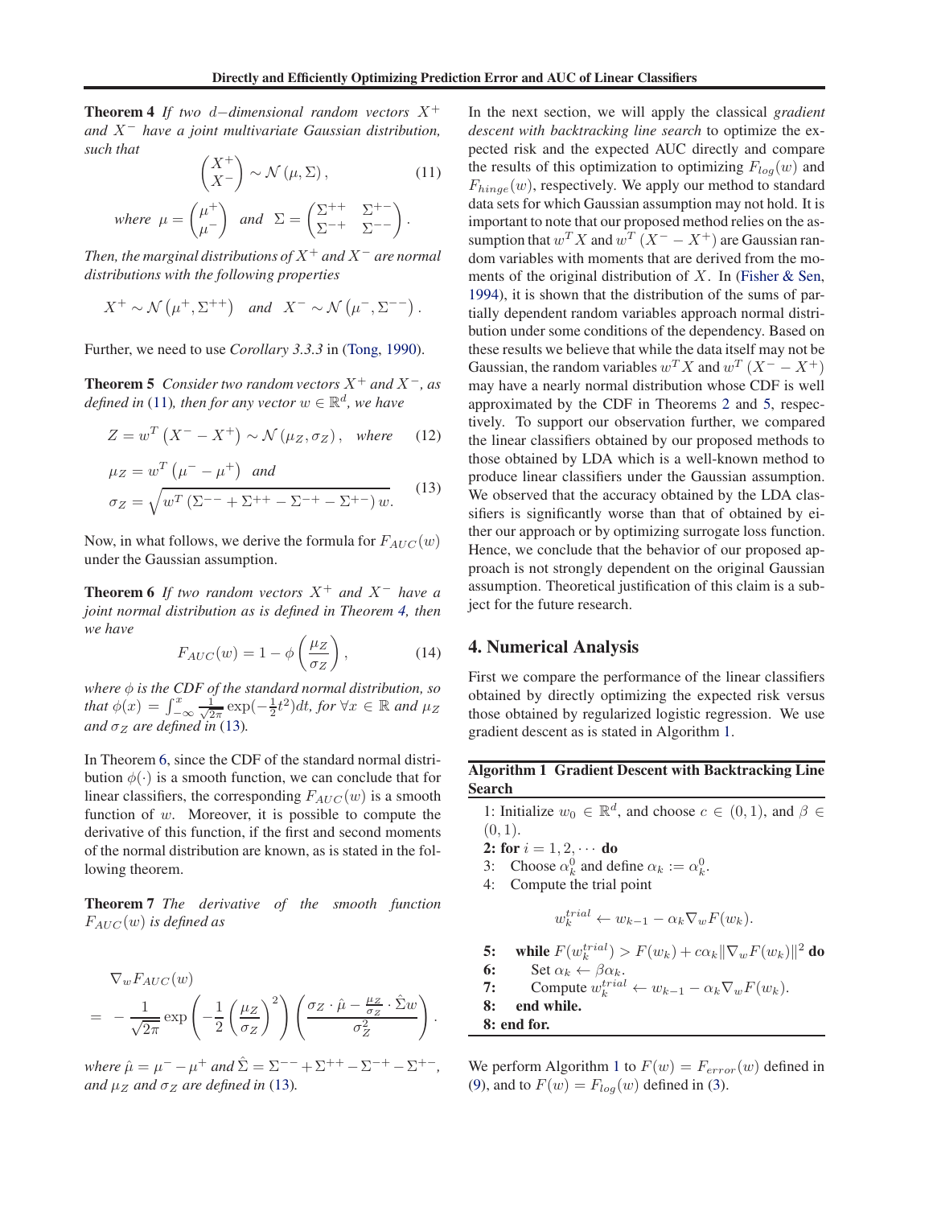**Theorem 4** *If two $d-$dimensional random vectors $X^+$ and $X^-$ have a joint multivariate Gaussian distribution, such that*

$$\begin{pmatrix} X^+ \\ X^- \end{pmatrix} \sim \mathcal{N}(\mu, \Sigma), \tag{11}$$

$$\text{where } \mu = \begin{pmatrix} \mu^+ \\ \mu^- \end{pmatrix} \text{ and } \Sigma = \begin{pmatrix} \Sigma^{++} & \Sigma^{+-} \\ \Sigma^{-+} & \Sigma^{--} \end{pmatrix}.$$

*Then, the marginal distributions of $X^+$ and $X^-$ are normal distributions with the following properties*

$$X^+ \sim \mathcal{N}(\mu^+, \Sigma^{++}) \quad \text{and} \quad X^- \sim \mathcal{N}(\mu^-, \Sigma^{--}).$$

Further, we need to use *Corollary 3.3.3* in (Tong, 1990).

**Theorem 5** *Consider two random vectors $X^+$ and $X^-$, as defined in (11), then for any vector $w \in \mathbb{R}^d$, we have*

$$Z = w^T (X^- - X^+) \sim \mathcal{N}(\mu_Z, \sigma_Z), \quad \text{where} \tag{12}$$

$$\begin{aligned} \mu_Z &= w^T (\mu^- - \mu^+) \quad \text{and} \\ \sigma_Z &= \sqrt{w^T (\Sigma^{--} + \Sigma^{++} - \Sigma^{-+} - \Sigma^{+-}) w}. \end{aligned} \tag{13}$$

Now, in what follows, we derive the formula for $F_{AUC}(w)$ under the Gaussian assumption.

**Theorem 6** *If two random vectors $X^+$ and $X^-$ have a joint normal distribution as is defined in Theorem 4, then we have*

$$F_{AUC}(w) = 1 - \phi\left(\frac{\mu_Z}{\sigma_Z}\right), \tag{14}$$

*where $\phi$ is the CDF of the standard normal distribution, so that $\phi(x) = \int_{-\infty}^{x} \frac{1}{\sqrt{2\pi}} \exp(-\frac{1}{2}t^2)dt$, for $\forall x \in \mathbb{R}$ and $\mu_Z$ and $\sigma_Z$ are defined in (13).*

In Theorem 6, since the CDF of the standard normal distribution $\phi(\cdot)$ is a smooth function, we can conclude that for linear classifiers, the corresponding $F_{AUC}(w)$ is a smooth function of $w$. Moreover, it is possible to compute the derivative of this function, if the first and second moments of the normal distribution are known, as is stated in the following theorem.

**Theorem 7** *The derivative of the smooth function $F_{AUC}(w)$ is defined as*

$$\begin{aligned} &\nabla_w F_{AUC}(w) \\ = &-\frac{1}{\sqrt{2\pi}} \exp\left(-\frac{1}{2}\left(\frac{\mu_Z}{\sigma_Z}\right)^2\right) \left(\frac{\sigma_Z \cdot \hat{\mu} - \frac{\mu_Z}{\sigma_Z} \cdot \hat{\Sigma} w}{\sigma_Z^2}\right). \end{aligned}$$

*where $\hat{\mu} = \mu^- - \mu^+$ and $\hat{\Sigma} = \Sigma^{--} + \Sigma^{++} - \Sigma^{-+} - \Sigma^{+-}$, and $\mu_Z$ and $\sigma_Z$ are defined in (13).*

In the next section, we will apply the classical *gradient descent with backtracking line search* to optimize the expected risk and the expected AUC directly and compare the results of this optimization to optimizing $F_{log}(w)$ and $F_{hinge}(w)$, respectively. We apply our method to standard data sets for which Gaussian assumption may not hold. It is important to note that our proposed method relies on the assumption that $w^T X$ and $w^T (X^- - X^+)$ are Gaussian random variables with moments that are derived from the moments of the original distribution of $X$. In (Fisher & Sen, 1994), it is shown that the distribution of the sums of partially dependent random variables approach normal distribution under some conditions of the dependency. Based on these results we believe that while the data itself may not be Gaussian, the random variables $w^T X$ and $w^T (X^- - X^+)$ may have a nearly normal distribution whose CDF is well approximated by the CDF in Theorems 2 and 5, respectively. To support our observation further, we compared the linear classifiers obtained by our proposed methods to those obtained by LDA which is a well-known method to produce linear classifiers under the Gaussian assumption. We observed that the accuracy obtained by the LDA classifiers is significantly worse than that of obtained by either our approach or by optimizing surrogate loss function. Hence, we conclude that the behavior of our proposed approach is not strongly dependent on the original Gaussian assumption. Theoretical justification of this claim is a subject for the future research.

## 4. Numerical Analysis

First we compare the performance of the linear classifiers obtained by directly optimizing the expected risk versus those obtained by regularized logistic regression. We use gradient descent as is stated in Algorithm 1.

**Algorithm 1 Gradient Descent with Backtracking Line Search**

1: Initialize $w_0 \in \mathbb{R}^d$, and choose $c \in (0, 1)$, and $\beta \in (0, 1)$.
**2: for** $i = 1, 2, \cdots$ **do**
3: Choose $\alpha_k^0$ and define $\alpha_k := \alpha_k^0$.
4: Compute the trial point

$$w_k^{trial} \leftarrow w_{k-1} - \alpha_k \nabla_w F(w_k).$$

**5: while** $F(w_k^{trial}) > F(w_k) + c\alpha_k \|\nabla_w F(w_k)\|^2$ **do**
**6:** Set $\alpha_k \leftarrow \beta\alpha_k$.
**7:** Compute $w_k^{trial} \leftarrow w_{k-1} - \alpha_k \nabla_w F(w_k)$.
**8: end while.**
**8: end for.**

We perform Algorithm 1 to $F(w) = F_{error}(w)$ defined in (9), and to $F(w) = F_{log}(w)$ defined in (3).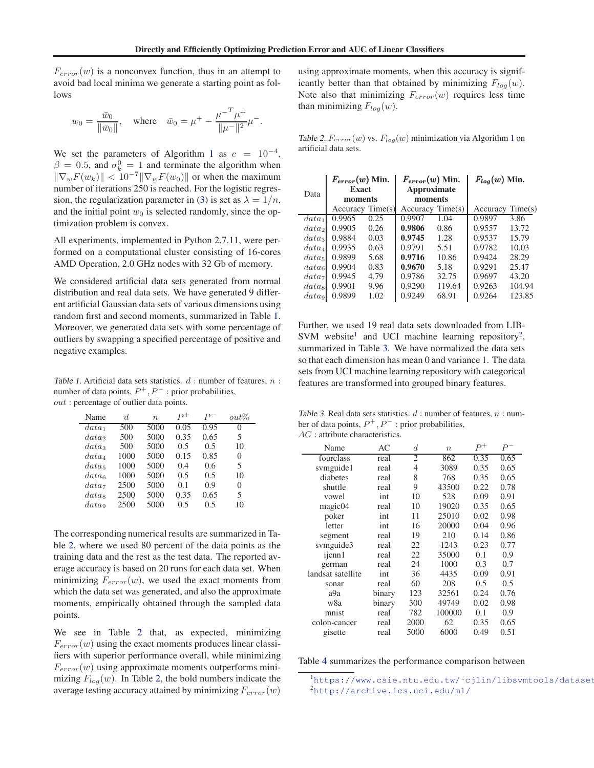$F_{error}(w)$ is a nonconvex function, thus in an attempt to avoid bad local minima we generate a starting point as follows

$$w_0 = \frac{\bar{w}_0}{\|\bar{w}_0\|}, \quad \text{where} \quad \bar{w}_0 = \mu^+ - \frac{{\mu^-}^T \mu^+}{\|\mu^-\|^2}\mu^-.$$

We set the parameters of Algorithm 1 as $c = 10^{-4}$, $\beta = 0.5$, and $\sigma_k^0 = 1$ and terminate the algorithm when $\|\nabla_w F(w_k)\| < 10^{-7}\|\nabla_w F(w_0)\|$ or when the maximum number of iterations 250 is reached. For the logistic regression, the regularization parameter in (3) is set as $\lambda = 1/n$, and the initial point $w_0$ is selected randomly, since the optimization problem is convex.

All experiments, implemented in Python 2.7.11, were performed on a computational cluster consisting of 16-cores AMD Operation, 2.0 GHz nodes with 32 Gb of memory.

We considered artificial data sets generated from normal distribution and real data sets. We have generated 9 different artificial Gaussian data sets of various dimensions using random first and second moments, summarized in Table 1. Moreover, we generated data sets with some percentage of outliers by swapping a specified percentage of positive and negative examples.

Table 1. Artificial data sets statistics. $d$ : number of features, $n$ : number of data points, $P^+, P^-$ : prior probabilities, $out$ : percentage of outlier data points.

| Name | $d$ | $n$ | $P^+$ | $P^-$ | $out\%$ |
|---|---|---|---|---|---|
| $data_1$ | 500 | 5000 | 0.05 | 0.95 | 0 |
| $data_2$ | 500 | 5000 | 0.35 | 0.65 | 5 |
| $data_3$ | 500 | 5000 | 0.5 | 0.5 | 10 |
| $data_4$ | 1000 | 5000 | 0.15 | 0.85 | 0 |
| $data_5$ | 1000 | 5000 | 0.4 | 0.6 | 5 |
| $data_6$ | 1000 | 5000 | 0.5 | 0.5 | 10 |
| $data_7$ | 2500 | 5000 | 0.1 | 0.9 | 0 |
| $data_8$ | 2500 | 5000 | 0.35 | 0.65 | 5 |
| $data_9$ | 2500 | 5000 | 0.5 | 0.5 | 10 |

The corresponding numerical results are summarized in Table 2, where we used 80 percent of the data points as the training data and the rest as the test data. The reported average accuracy is based on 20 runs for each data set. When minimizing $F_{error}(w)$, we used the exact moments from which the data set was generated, and also the approximate moments, empirically obtained through the sampled data points.

We see in Table 2 that, as expected, minimizing $F_{error}(w)$ using the exact moments produces linear classifiers with superior performance overall, while minimizing $F_{error}(w)$ using approximate moments outperforms minimizing $F_{log}(w)$. In Table 2, the bold numbers indicate the average testing accuracy attained by minimizing $F_{error}(w)$ using approximate moments, when this accuracy is significantly better than that obtained by minimizing $F_{log}(w)$. Note also that minimizing $F_{error}(w)$ requires less time than minimizing $F_{log}(w)$.

Table 2. $F_{error}(w)$ vs. $F_{log}(w)$ minimization via Algorithm 1 on artificial data sets.

| Data | $F_{error}(w)$ Min. Exact moments | | $F_{error}(w)$ Min. Approximate moments | | $F_{log}(w)$ Min. | |
|---|---|---|---|---|---|---|
| | Accuracy | Time(s) | Accuracy | Time(s) | Accuracy | Time(s) |
| $data_1$ | 0.9965 | 0.25 | 0.9907 | 1.04 | 0.9897 | 3.86 |
| $data_2$ | 0.9905 | 0.26 | **0.9806** | 0.86 | 0.9557 | 13.72 |
| $data_3$ | 0.9884 | 0.03 | **0.9745** | 1.28 | 0.9537 | 15.79 |
| $data_4$ | 0.9935 | 0.63 | 0.9791 | 5.51 | 0.9782 | 10.03 |
| $data_5$ | 0.9899 | 5.68 | **0.9716** | 10.86 | 0.9424 | 28.29 |
| $data_6$ | 0.9904 | 0.83 | **0.9670** | 5.18 | 0.9291 | 25.47 |
| $data_7$ | 0.9945 | 4.79 | 0.9786 | 32.75 | 0.9697 | 43.20 |
| $data_8$ | 0.9901 | 9.96 | 0.9290 | 119.64 | 0.9263 | 104.94 |
| $data_9$ | 0.9899 | 1.02 | 0.9249 | 68.91 | 0.9264 | 123.85 |

Further, we used 19 real data sets downloaded from LIBSVM website[1] and UCI machine learning repository[2], summarized in Table 3. We have normalized the data sets so that each dimension has mean 0 and variance 1. The data sets from UCI machine learning repository with categorical features are transformed into grouped binary features.

Table 3. Real data sets statistics. $d$ : number of features, $n$ : number of data points, $P^+, P^-$ : prior probabilities, $AC$ : attribute characteristics.

| Name | AC | $d$ | $n$ | $P^+$ | $P^-$ |
|---|---|---|---|---|---|
| fourclass | real | 2 | 862 | 0.35 | 0.65 |
| svmguide1 | real | 4 | 3089 | 0.35 | 0.65 |
| diabetes | real | 8 | 768 | 0.35 | 0.65 |
| shuttle | real | 9 | 43500 | 0.22 | 0.78 |
| vowel | int | 10 | 528 | 0.09 | 0.91 |
| magic04 | real | 10 | 19020 | 0.35 | 0.65 |
| poker | int | 11 | 25010 | 0.02 | 0.98 |
| letter | int | 16 | 20000 | 0.04 | 0.96 |
| segment | real | 19 | 210 | 0.14 | 0.86 |
| svmguide3 | real | 22 | 1243 | 0.23 | 0.77 |
| ijcnn1 | real | 22 | 35000 | 0.1 | 0.9 |
| german | real | 24 | 1000 | 0.3 | 0.7 |
| landsat satellite | int | 36 | 4435 | 0.09 | 0.91 |
| sonar | real | 60 | 208 | 0.5 | 0.5 |
| a9a | binary | 123 | 32561 | 0.24 | 0.76 |
| w8a | binary | 300 | 49749 | 0.02 | 0.98 |
| mnist | real | 782 | 100000 | 0.1 | 0.9 |
| colon-cancer | real | 2000 | 62 | 0.35 | 0.65 |
| gisette | real | 5000 | 6000 | 0.49 | 0.51 |

Table 4 summarizes the performance comparison between

[1] https://www.csie.ntu.edu.tw/~cjlin/libsvmtools/datasets

[2] http://archive.ics.uci.edu/ml/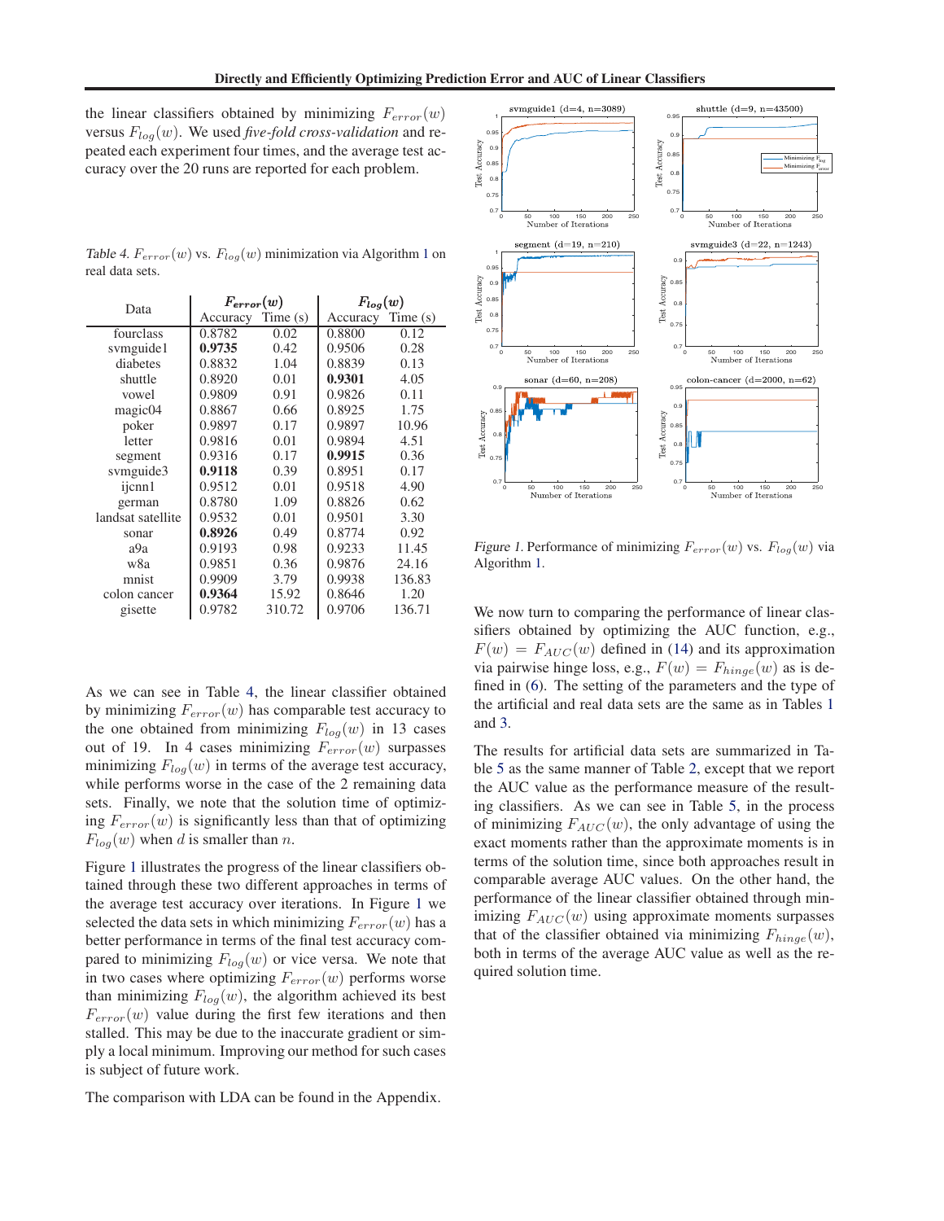the linear classifiers obtained by minimizing $F_{error}(w)$ versus $F_{log}(w)$. We used *five-fold cross-validation* and repeated each experiment four times, and the average test accuracy over the 20 runs are reported for each problem.

*Table 4.* $F_{error}(w)$ vs. $F_{log}(w)$ minimization via Algorithm 1 on real data sets.

| Data | $F_{error}(w)$ | | $F_{log}(w)$ | |
|---|---|---|---|---|
| | Accuracy | Time (s) | Accuracy | Time (s) |
| fourclass | 0.8782 | 0.02 | 0.8800 | 0.12 |
| svmguide1 | **0.9735** | 0.42 | 0.9506 | 0.28 |
| diabetes | 0.8832 | 1.04 | 0.8839 | 0.13 |
| shuttle | 0.8920 | 0.01 | **0.9301** | 4.05 |
| vowel | 0.9809 | 0.91 | 0.9826 | 0.11 |
| magic04 | 0.8867 | 0.66 | 0.8925 | 1.75 |
| poker | 0.9897 | 0.17 | 0.9897 | 10.96 |
| letter | 0.9816 | 0.01 | 0.9894 | 4.51 |
| segment | 0.9316 | 0.17 | **0.9915** | 0.36 |
| svmguide3 | **0.9118** | 0.39 | 0.8951 | 0.17 |
| ijcnn1 | 0.9512 | 0.01 | 0.9518 | 4.90 |
| german | 0.8780 | 1.09 | 0.8826 | 0.62 |
| landsat satellite | 0.9532 | 0.01 | 0.9501 | 3.30 |
| sonar | **0.8926** | 0.49 | 0.8774 | 0.92 |
| a9a | 0.9193 | 0.98 | 0.9233 | 11.45 |
| w8a | 0.9851 | 0.36 | 0.9876 | 24.16 |
| mnist | 0.9909 | 3.79 | 0.9938 | 136.83 |
| colon cancer | **0.9364** | 15.92 | 0.8646 | 1.20 |
| gisette | 0.9782 | 310.72 | 0.9706 | 136.71 |

As we can see in Table 4, the linear classifier obtained by minimizing $F_{error}(w)$ has comparable test accuracy to the one obtained from minimizing $F_{log}(w)$ in 13 cases out of 19. In 4 cases minimizing $F_{error}(w)$ surpasses minimizing $F_{log}(w)$ in terms of the average test accuracy, while performs worse in the case of the 2 remaining data sets. Finally, we note that the solution time of optimizing $F_{error}(w)$ is significantly less than that of optimizing $F_{log}(w)$ when $d$ is smaller than $n$.

Figure 1 illustrates the progress of the linear classifiers obtained through these two different approaches in terms of the average test accuracy over iterations. In Figure 1 we selected the data sets in which minimizing $F_{error}(w)$ has a better performance in terms of the final test accuracy compared to minimizing $F_{log}(w)$ or vice versa. We note that in two cases where optimizing $F_{error}(w)$ performs worse than minimizing $F_{log}(w)$, the algorithm achieved its best $F_{error}(w)$ value during the first few iterations and then stalled. This may be due to the inaccurate gradient or simply a local minimum. Improving our method for such cases is subject of future work.

The comparison with LDA can be found in the Appendix.

*Figure 1.* Performance of minimizing $F_{error}(w)$ vs. $F_{log}(w)$ via Algorithm 1.

We now turn to comparing the performance of linear classifiers obtained by optimizing the AUC function, e.g., $F(w) = F_{AUC}(w)$ defined in (14) and its approximation via pairwise hinge loss, e.g., $F(w) = F_{hinge}(w)$ as is defined in (6). The setting of the parameters and the type of the artificial and real data sets are the same as in Tables 1 and 3.

The results for artificial data sets are summarized in Table 5 as the same manner of Table 2, except that we report the AUC value as the performance measure of the resulting classifiers. As we can see in Table 5, in the process of minimizing $F_{AUC}(w)$, the only advantage of using the exact moments rather than the approximate moments is in terms of the solution time, since both approaches result in comparable average AUC values. On the other hand, the performance of the linear classifier obtained through minimizing $F_{AUC}(w)$ using approximate moments surpasses that of the classifier obtained via minimizing $F_{hinge}(w)$, both in terms of the average AUC value as well as the required solution time.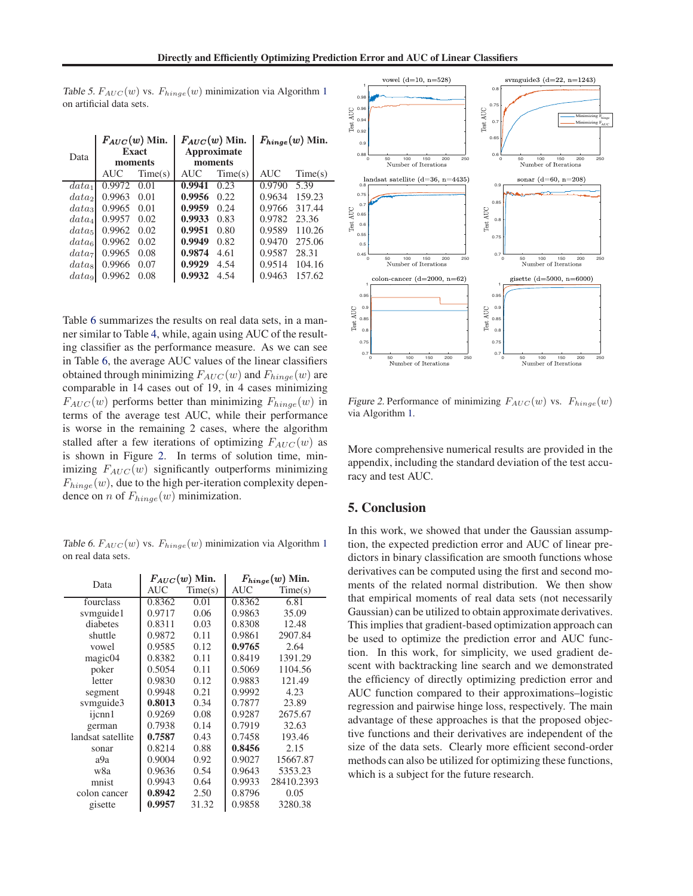Table 5. $F_{AUC}(w)$ vs. $F_{hinge}(w)$ minimization via Algorithm 1 on artificial data sets.

| Data | $F_{AUC}(w)$ Min. Exact moments | | $F_{AUC}(w)$ Min. Approximate moments | | $F_{hinge}(w)$ Min. | |
|---|---|---|---|---|---|---|
| | AUC | Time(s) | AUC | Time(s) | AUC | Time(s) |
| $data_1$ | 0.9972 | 0.01 | **0.9941** | 0.23 | 0.9790 | 5.39 |
| $data_2$ | 0.9963 | 0.01 | **0.9956** | 0.22 | 0.9634 | 159.23 |
| $data_3$ | 0.9965 | 0.01 | **0.9959** | 0.24 | 0.9766 | 317.44 |
| $data_4$ | 0.9957 | 0.02 | **0.9933** | 0.83 | 0.9782 | 23.36 |
| $data_5$ | 0.9962 | 0.02 | **0.9951** | 0.80 | 0.9589 | 110.26 |
| $data_6$ | 0.9962 | 0.02 | **0.9949** | 0.82 | 0.9470 | 275.06 |
| $data_7$ | 0.9965 | 0.08 | **0.9874** | 4.61 | 0.9587 | 28.31 |
| $data_8$ | 0.9966 | 0.07 | **0.9929** | 4.54 | 0.9514 | 104.16 |
| $data_9$ | 0.9962 | 0.08 | **0.9932** | 4.54 | 0.9463 | 157.62 |

Table 6 summarizes the results on real data sets, in a manner similar to Table 4, while, again using AUC of the resulting classifier as the performance measure. As we can see in Table 6, the average AUC values of the linear classifiers obtained through minimizing $F_{AUC}(w)$ and $F_{hinge}(w)$ are comparable in 14 cases out of 19, in 4 cases minimizing $F_{AUC}(w)$ performs better than minimizing $F_{hinge}(w)$ in terms of the average test AUC, while their performance is worse in the remaining 2 cases, where the algorithm stalled after a few iterations of optimizing $F_{AUC}(w)$ as is shown in Figure 2. In terms of solution time, minimizing $F_{AUC}(w)$ significantly outperforms minimizing $F_{hinge}(w)$, due to the high per-iteration complexity dependence on $n$ of $F_{hinge}(w)$ minimization.

Table 6. $F_{AUC}(w)$ vs. $F_{hinge}(w)$ minimization via Algorithm 1 on real data sets.

| Data | $F_{AUC}(w)$ Min. | | $F_{hinge}(w)$ Min. | |
|---|---|---|---|---|
| | AUC | Time(s) | AUC | Time(s) |
| fourclass | 0.8362 | 0.01 | 0.8362 | 6.81 |
| svmguide1 | 0.9717 | 0.06 | 0.9863 | 35.09 |
| diabetes | 0.8311 | 0.03 | 0.8308 | 12.48 |
| shuttle | 0.9872 | 0.11 | 0.9861 | 2907.84 |
| vowel | 0.9585 | 0.12 | **0.9765** | 2.64 |
| magic04 | 0.8382 | 0.11 | 0.8419 | 1391.29 |
| poker | 0.5054 | 0.11 | 0.5069 | 1104.56 |
| letter | 0.9830 | 0.12 | 0.9883 | 121.49 |
| segment | 0.9948 | 0.21 | 0.9992 | 4.23 |
| svmguide3 | **0.8013** | 0.34 | 0.7877 | 23.89 |
| ijcnn1 | 0.9269 | 0.08 | 0.9287 | 2675.67 |
| german | 0.7938 | 0.14 | 0.7919 | 32.63 |
| landsat satellite | **0.7587** | 0.43 | 0.7458 | 193.46 |
| sonar | 0.8214 | 0.88 | **0.8456** | 2.15 |
| a9a | 0.9004 | 0.92 | 0.9027 | 15667.87 |
| w8a | 0.9636 | 0.54 | 0.9643 | 5353.23 |
| mnist | 0.9943 | 0.64 | 0.9933 | 28410.2393 |
| colon cancer | **0.8942** | 2.50 | 0.8796 | 0.05 |
| gisette | **0.9957** | 31.32 | 0.9858 | 3280.38 |

Figure 2. Performance of minimizing $F_{AUC}(w)$ vs. $F_{hinge}(w)$ via Algorithm 1.

More comprehensive numerical results are provided in the appendix, including the standard deviation of the test accuracy and test AUC.

## 5. Conclusion

In this work, we showed that under the Gaussian assumption, the expected prediction error and AUC of linear predictors in binary classification are smooth functions whose derivatives can be computed using the first and second moments of the related normal distribution. We then show that empirical moments of real data sets (not necessarily Gaussian) can be utilized to obtain approximate derivatives. This implies that gradient-based optimization approach can be used to optimize the prediction error and AUC function. In this work, for simplicity, we used gradient descent with backtracking line search and we demonstrated the efficiency of directly optimizing prediction error and AUC function compared to their approximations–logistic regression and pairwise hinge loss, respectively. The main advantage of these approaches is that the proposed objective functions and their derivatives are independent of the size of the data sets. Clearly more efficient second-order methods can also be utilized for optimizing these functions, which is a subject for the future research.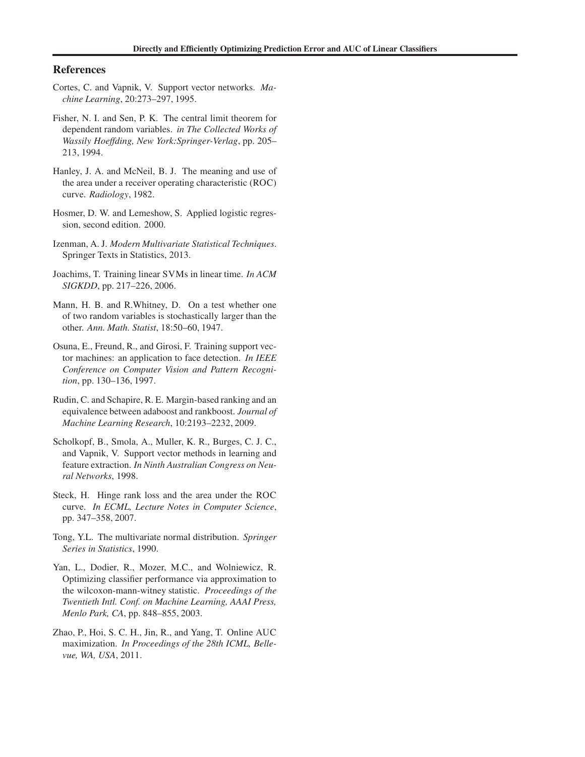## References

Cortes, C. and Vapnik, V. Support vector networks. *Machine Learning*, 20:273–297, 1995.

Fisher, N. I. and Sen, P. K. The central limit theorem for dependent random variables. *in The Collected Works of Wassily Hoeffding, New York:Springer-Verlag*, pp. 205–213, 1994.

Hanley, J. A. and McNeil, B. J. The meaning and use of the area under a receiver operating characteristic (ROC) curve. *Radiology*, 1982.

Hosmer, D. W. and Lemeshow, S. Applied logistic regression, second edition. 2000.

Izenman, A. J. *Modern Multivariate Statistical Techniques*. Springer Texts in Statistics, 2013.

Joachims, T. Training linear SVMs in linear time. *In ACM SIGKDD*, pp. 217–226, 2006.

Mann, H. B. and R.Whitney, D. On a test whether one of two random variables is stochastically larger than the other. *Ann. Math. Statist*, 18:50–60, 1947.

Osuna, E., Freund, R., and Girosi, F. Training support vector machines: an application to face detection. *In IEEE Conference on Computer Vision and Pattern Recognition*, pp. 130–136, 1997.

Rudin, C. and Schapire, R. E. Margin-based ranking and an equivalence between adaboost and rankboost. *Journal of Machine Learning Research*, 10:2193–2232, 2009.

Scholkopf, B., Smola, A., Muller, K. R., Burges, C. J. C., and Vapnik, V. Support vector methods in learning and feature extraction. *In Ninth Australian Congress on Neural Networks*, 1998.

Steck, H. Hinge rank loss and the area under the ROC curve. *In ECML, Lecture Notes in Computer Science*, pp. 347–358, 2007.

Tong, Y.L. The multivariate normal distribution. *Springer Series in Statistics*, 1990.

Yan, L., Dodier, R., Mozer, M.C., and Wolniewicz, R. Optimizing classifier performance via approximation to the wilcoxon-mann-witney statistic. *Proceedings of the Twentieth Intl. Conf. on Machine Learning, AAAI Press, Menlo Park, CA*, pp. 848–855, 2003.

Zhao, P., Hoi, S. C. H., Jin, R., and Yang, T. Online AUC maximization. *In Proceedings of the 28th ICML, Bellevue, WA, USA*, 2011.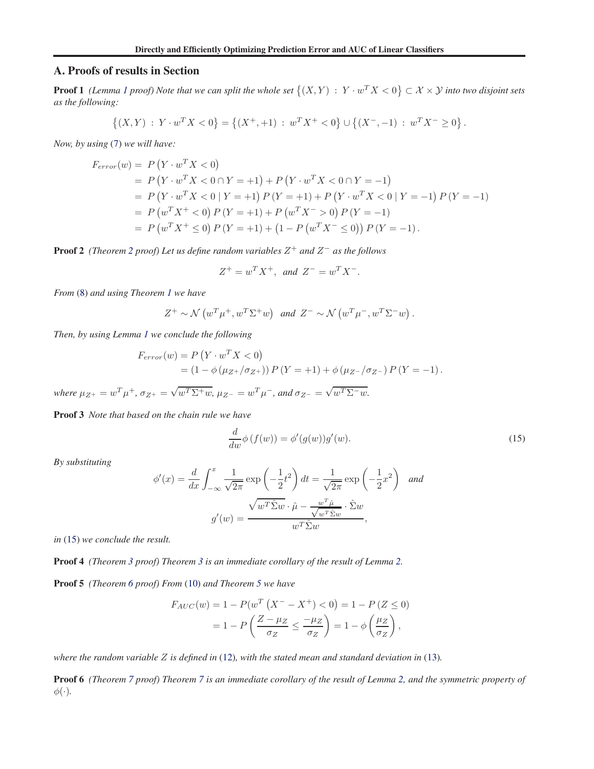## A. Proofs of results in Section

**Proof 1** *(Lemma 1 proof) Note that we can split the whole set $\{(X,Y) : Y \cdot w^T X < 0\} \subset \mathcal{X} \times \mathcal{Y}$ into two disjoint sets as the following:*

$$\{(X,Y) : Y \cdot w^T X < 0\} = \{(X^+, +1) : w^T X^+ < 0\} \cup \{(X^-, -1) : w^T X^- \geq 0\}.$$

*Now, by using (7) we will have:*

$$\begin{aligned}
F_{error}(w) &= P\left(Y \cdot w^T X < 0\right) \\
&= P\left(Y \cdot w^T X < 0 \cap Y = +1\right) + P\left(Y \cdot w^T X < 0 \cap Y = -1\right) \\
&= P\left(Y \cdot w^T X < 0 \mid Y = +1\right) P\left(Y = +1\right) + P\left(Y \cdot w^T X < 0 \mid Y = -1\right) P\left(Y = -1\right) \\
&= P\left(w^T X^+ < 0\right) P\left(Y = +1\right) + P\left(w^T X^- > 0\right) P\left(Y = -1\right) \\
&= P\left(w^T X^+ \leq 0\right) P\left(Y = +1\right) + \left(1 - P\left(w^T X^- \leq 0\right)\right) P\left(Y = -1\right).
\end{aligned}$$

**Proof 2** *(Theorem 2 proof) Let us define random variables $Z^+$ and $Z^-$ as the follows*

$$Z^+ = w^T X^+, \text{ and } Z^- = w^T X^-.$$

*From (8) and using Theorem 1 we have*

$$Z^+ \sim \mathcal{N}\left(w^T \mu^+, w^T \Sigma^+ w\right) \text{ and } Z^- \sim \mathcal{N}\left(w^T \mu^-, w^T \Sigma^- w\right).$$

*Then, by using Lemma 1 we conclude the following*

$$\begin{aligned}
F_{error}(w) &= P\left(Y \cdot w^T X < 0\right) \\
&= \left(1 - \phi\left(\mu_{Z^+}/\sigma_{Z^+}\right)\right) P\left(Y = +1\right) + \phi\left(\mu_{Z^-}/\sigma_{Z^-}\right) P\left(Y = -1\right).
\end{aligned}$$

*where $\mu_{Z^+} = w^T \mu^+$, $\sigma_{Z^+} = \sqrt{w^T \Sigma^+ w}$, $\mu_{Z^-} = w^T \mu^-$, and $\sigma_{Z^-} = \sqrt{w^T \Sigma^- w}$.*

**Proof 3** *Note that based on the chain rule we have*

$$\frac{d}{dw} \phi\left(f(w)\right) = \phi'(g(w)) g'(w). \tag{15}$$

*By substituting*

$$\phi'(x) = \frac{d}{dx} \int_{-\infty}^{x} \frac{1}{\sqrt{2\pi}} \exp\left(-\frac{1}{2} t^2\right) dt = \frac{1}{\sqrt{2\pi}} \exp\left(-\frac{1}{2} x^2\right) \quad \text{and}$$

$$g'(w) = \frac{\sqrt{w^T \hat{\Sigma} w} \cdot \hat{\mu} - \frac{w^T \hat{\mu}}{\sqrt{w^T \hat{\Sigma} w}} \cdot \hat{\Sigma} w}{w^T \hat{\Sigma} w},$$

*in (15) we conclude the result.*

**Proof 4** *(Theorem 3 proof) Theorem 3 is an immediate corollary of the result of Lemma 2.*

**Proof 5** *(Theorem 6 proof) From (10) and Theorem 5 we have*

$$\begin{aligned}
F_{AUC}(w) &= 1 - P(w^T \left(X^- - X^+\right) < 0) = 1 - P\left(Z \leq 0\right) \\
&= 1 - P\left(\frac{Z - \mu_Z}{\sigma_Z} \leq \frac{-\mu_Z}{\sigma_Z}\right) = 1 - \phi\left(\frac{\mu_Z}{\sigma_Z}\right),
\end{aligned}$$

*where the random variable $Z$ is defined in (12), with the stated mean and standard deviation in (13).*

**Proof 6** *(Theorem 7 proof) Theorem 7 is an immediate corollary of the result of Lemma 2, and the symmetric property of $\phi(\cdot)$.*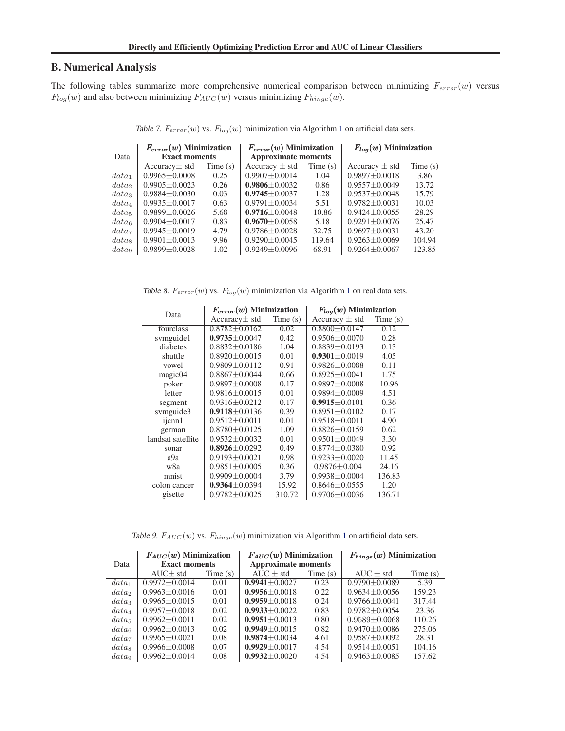## B. Numerical Analysis

The following tables summarize more comprehensive numerical comparison between minimizing $F_{error}(w)$ versus $F_{log}(w)$ and also between minimizing $F_{AUC}(w)$ versus minimizing $F_{hinge}(w)$.

Table 7. $F_{error}(w)$ vs. $F_{log}(w)$ minimization via Algorithm 1 on artificial data sets.

| Data | $F_{error}(w)$ Minimization Exact moments | | $F_{error}(w)$ Minimization Approximate moments | | $F_{log}(w)$ Minimization | |
|---|---|---|---|---|---|---|
| | Accuracy± std | Time (s) | Accuracy ± std | Time (s) | Accuracy ± std | Time (s) |
| $data_1$ | 0.9965±0.0008 | 0.25 | 0.9907±0.0014 | 1.04 | 0.9897±0.0018 | 3.86 |
| $data_2$ | 0.9905±0.0023 | 0.26 | **0.9806**±0.0032 | 0.86 | 0.9557±0.0049 | 13.72 |
| $data_3$ | 0.9884±0.0030 | 0.03 | **0.9745**±0.0037 | 1.28 | 0.9537±0.0048 | 15.79 |
| $data_4$ | 0.9935±0.0017 | 0.63 | 0.9791±0.0034 | 5.51 | 0.9782±0.0031 | 10.03 |
| $data_5$ | 0.9899±0.0026 | 5.68 | **0.9716**±0.0048 | 10.86 | 0.9424±0.0055 | 28.29 |
| $data_6$ | 0.9904±0.0017 | 0.83 | **0.9670**±0.0058 | 5.18 | 0.9291±0.0076 | 25.47 |
| $data_7$ | 0.9945±0.0019 | 4.79 | 0.9786±0.0028 | 32.75 | 0.9697±0.0031 | 43.20 |
| $data_8$ | 0.9901±0.0013 | 9.96 | 0.9290±0.0045 | 119.64 | 0.9263±0.0069 | 104.94 |
| $data_9$ | 0.9899±0.0028 | 1.02 | 0.9249±0.0096 | 68.91 | 0.9264±0.0067 | 123.85 |

Table 8. $F_{error}(w)$ vs. $F_{log}(w)$ minimization via Algorithm 1 on real data sets.

| Data | $F_{error}(w)$ Minimization | | $F_{log}(w)$ Minimization | |
|---|---|---|---|---|
| | Accuracy± std | Time (s) | Accuracy ± std | Time (s) |
| fourclass | 0.8782±0.0162 | 0.02 | 0.8800±0.0147 | 0.12 |
| svmguide1 | **0.9735**±0.0047 | 0.42 | 0.9506±0.0070 | 0.28 |
| diabetes | 0.8832±0.0186 | 1.04 | 0.8839±0.0193 | 0.13 |
| shuttle | 0.8920±0.0015 | 0.01 | **0.9301**±0.0019 | 4.05 |
| vowel | 0.9809±0.0112 | 0.91 | 0.9826±0.0088 | 0.11 |
| magic04 | 0.8867±0.0044 | 0.66 | 0.8925±0.0041 | 1.75 |
| poker | 0.9897±0.0008 | 0.17 | 0.9897±0.0008 | 10.96 |
| letter | 0.9816±0.0015 | 0.01 | 0.9894±0.0009 | 4.51 |
| segment | 0.9316±0.0212 | 0.17 | **0.9915**±0.0101 | 0.36 |
| svmguide3 | **0.9118**±0.0136 | 0.39 | 0.8951±0.0102 | 0.17 |
| ijcnn1 | 0.9512±0.0011 | 0.01 | 0.9518±0.0011 | 4.90 |
| german | 0.8780±0.0125 | 1.09 | 0.8826±0.0159 | 0.62 |
| landsat satellite | 0.9532±0.0032 | 0.01 | 0.9501±0.0049 | 3.30 |
| sonar | **0.8926**±0.0292 | 0.49 | 0.8774±0.0380 | 0.92 |
| a9a | 0.9193±0.0021 | 0.98 | 0.9233±0.0020 | 11.45 |
| w8a | 0.9851±0.0005 | 0.36 | 0.9876±0.004 | 24.16 |
| mnist | 0.9909±0.0004 | 3.79 | 0.9938±0.0004 | 136.83 |
| colon cancer | **0.9364**±0.0394 | 15.92 | 0.8646±0.0555 | 1.20 |
| gisette | 0.9782±0.0025 | 310.72 | 0.9706±0.0036 | 136.71 |

Table 9. $F_{AUC}(w)$ vs. $F_{hinge}(w)$ minimization via Algorithm 1 on artificial data sets.

| Data | $F_{AUC}(w)$ Minimization Exact moments | | $F_{AUC}(w)$ Minimization Approximate moments | | $F_{hinge}(w)$ Minimization | |
|---|---|---|---|---|---|---|
| | AUC± std | Time (s) | AUC ± std | Time (s) | AUC ± std | Time (s) |
| $data_1$ | 0.9972±0.0014 | 0.01 | **0.9941**±0.0027 | 0.23 | 0.9790±0.0089 | 5.39 |
| $data_2$ | 0.9963±0.0016 | 0.01 | **0.9956**±0.0018 | 0.22 | 0.9634±0.0056 | 159.23 |
| $data_3$ | 0.9965±0.0015 | 0.01 | **0.9959**±0.0018 | 0.24 | 0.9766±0.0041 | 317.44 |
| $data_4$ | 0.9957±0.0018 | 0.02 | **0.9933**±0.0022 | 0.83 | 0.9782±0.0054 | 23.36 |
| $data_5$ | 0.9962±0.0011 | 0.02 | **0.9951**±0.0013 | 0.80 | 0.9589±0.0068 | 110.26 |
| $data_6$ | 0.9962±0.0013 | 0.02 | **0.9949**±0.0015 | 0.82 | 0.9470±0.0086 | 275.06 |
| $data_7$ | 0.9965±0.0021 | 0.08 | **0.9874**±0.0034 | 4.61 | 0.9587±0.0092 | 28.31 |
| $data_8$ | 0.9966±0.0008 | 0.07 | **0.9929**±0.0017 | 4.54 | 0.9514±0.0051 | 104.16 |
| $data_9$ | 0.9962±0.0014 | 0.08 | **0.9932**±0.0020 | 4.54 | 0.9463±0.0085 | 157.62 |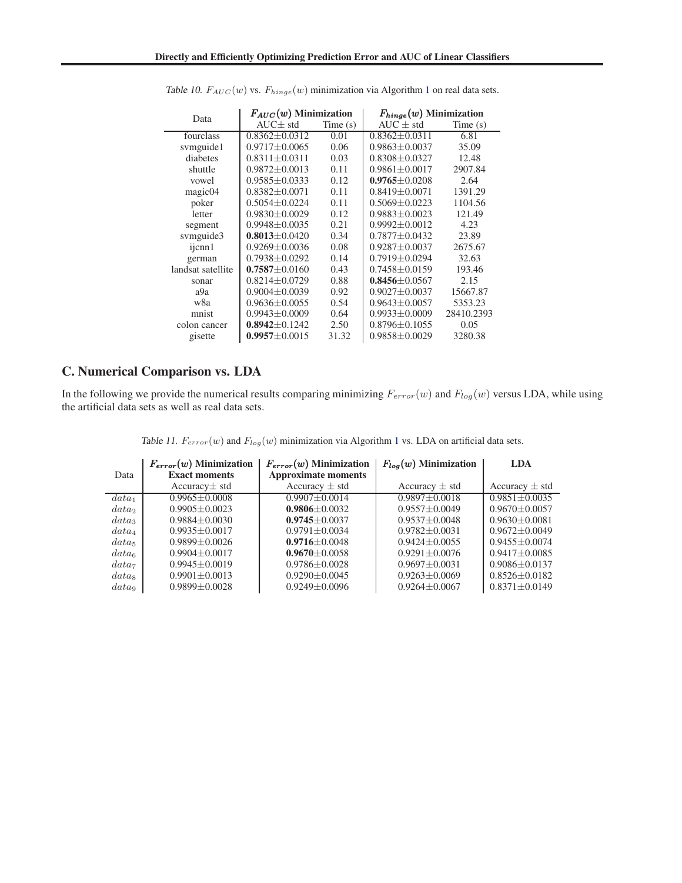Table 10. $F_{AUC}(w)$ vs. $F_{hinge}(w)$ minimization via Algorithm 1 on real data sets.

| Data | $F_{AUC}(w)$ **Minimization** | | $F_{hinge}(w)$ **Minimization** | |
|---|---|---|---|---|
| | AUC± std | Time (s) | AUC ± std | Time (s) |
| fourclass | 0.8362±0.0312 | 0.01 | 0.8362±0.0311 | 6.81 |
| svmguide1 | 0.9717±0.0065 | 0.06 | 0.9863±0.0037 | 35.09 |
| diabetes | 0.8311±0.0311 | 0.03 | 0.8308±0.0327 | 12.48 |
| shuttle | 0.9872±0.0013 | 0.11 | 0.9861±0.0017 | 2907.84 |
| vowel | 0.9585±0.0333 | 0.12 | **0.9765**±0.0208 | 2.64 |
| magic04 | 0.8382±0.0071 | 0.11 | 0.8419±0.0071 | 1391.29 |
| poker | 0.5054±0.0224 | 0.11 | 0.5069±0.0223 | 1104.56 |
| letter | 0.9830±0.0029 | 0.12 | 0.9883±0.0023 | 121.49 |
| segment | 0.9948±0.0035 | 0.21 | 0.9992±0.0012 | 4.23 |
| svmguide3 | **0.8013**±0.0420 | 0.34 | 0.7877±0.0432 | 23.89 |
| ijcnn1 | 0.9269±0.0036 | 0.08 | 0.9287±0.0037 | 2675.67 |
| german | 0.7938±0.0292 | 0.14 | 0.7919±0.0294 | 32.63 |
| landsat satellite | **0.7587**±0.0160 | 0.43 | 0.7458±0.0159 | 193.46 |
| sonar | 0.8214±0.0729 | 0.88 | **0.8456**±0.0567 | 2.15 |
| a9a | 0.9004±0.0039 | 0.92 | 0.9027±0.0037 | 15667.87 |
| w8a | 0.9636±0.0055 | 0.54 | 0.9643±0.0057 | 5353.23 |
| mnist | 0.9943±0.0009 | 0.64 | 0.9933±0.0009 | 28410.2393 |
| colon cancer | **0.8942**±0.1242 | 2.50 | 0.8796±0.1055 | 0.05 |
| gisette | **0.9957**±0.0015 | 31.32 | 0.9858±0.0029 | 3280.38 |

## C. Numerical Comparison vs. LDA

In the following we provide the numerical results comparing minimizing $F_{error}(w)$ and $F_{log}(w)$ versus LDA, while using the artificial data sets as well as real data sets.

Table 11. $F_{error}(w)$ and $F_{log}(w)$ minimization via Algorithm 1 vs. LDA on artificial data sets.

| Data | $F_{error}(w)$ **Minimization** **Exact moments** | $F_{error}(w)$ **Minimization** **Approximate moments** | $F_{log}(w)$ **Minimization** | **LDA** |
|---|---|---|---|---|
| | Accuracy± std | Accuracy ± std | Accuracy ± std | Accuracy ± std |
| $data_1$ | 0.9965±0.0008 | 0.9907±0.0014 | 0.9897±0.0018 | 0.9851±0.0035 |
| $data_2$ | 0.9905±0.0023 | **0.9806**±0.0032 | 0.9557±0.0049 | 0.9670±0.0057 |
| $data_3$ | 0.9884±0.0030 | **0.9745**±0.0037 | 0.9537±0.0048 | 0.9630±0.0081 |
| $data_4$ | 0.9935±0.0017 | 0.9791±0.0034 | 0.9782±0.0031 | 0.9672±0.0049 |
| $data_5$ | 0.9899±0.0026 | **0.9716**±0.0048 | 0.9424±0.0055 | 0.9455±0.0074 |
| $data_6$ | 0.9904±0.0017 | **0.9670**±0.0058 | 0.9291±0.0076 | 0.9417±0.0085 |
| $data_7$ | 0.9945±0.0019 | 0.9786±0.0028 | 0.9697±0.0031 | 0.9086±0.0137 |
| $data_8$ | 0.9901±0.0013 | 0.9290±0.0045 | 0.9263±0.0069 | 0.8526±0.0182 |
| $data_9$ | 0.9899±0.0028 | 0.9249±0.0096 | 0.9264±0.0067 | 0.8371±0.0149 |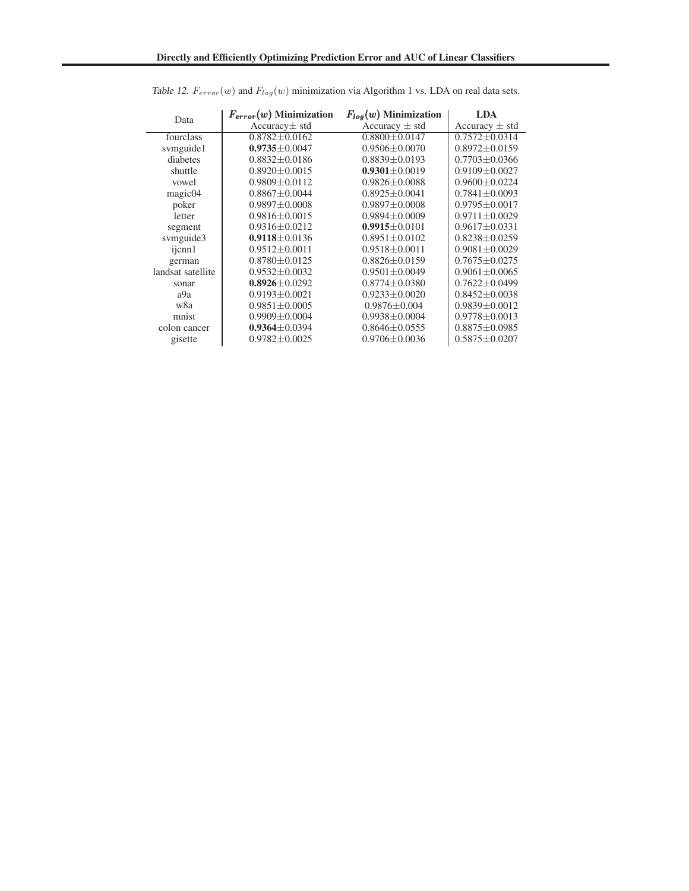Table 12. $F_{error}(w)$ and $F_{log}(w)$ minimization via Algorithm 1 vs. LDA on real data sets.

| Data | $F_{error}(w)$ **Minimization** Accuracy± std | $F_{log}(w)$ **Minimization** Accuracy ± std | **LDA** Accuracy ± std |
|---|---|---|---|
| fourclass | 0.8782±0.0162 | 0.8800±0.0147 | 0.7572±0.0314 |
| svmguide1 | **0.9735**±0.0047 | 0.9506±0.0070 | 0.8972±0.0159 |
| diabetes | 0.8832±0.0186 | 0.8839±0.0193 | 0.7703±0.0366 |
| shuttle | 0.8920±0.0015 | **0.9301**±0.0019 | 0.9109±0.0027 |
| vowel | 0.9809±0.0112 | 0.9826±0.0088 | 0.9600±0.0224 |
| magic04 | 0.8867±0.0044 | 0.8925±0.0041 | 0.7841±0.0093 |
| poker | 0.9897±0.0008 | 0.9897±0.0008 | 0.9795±0.0017 |
| letter | 0.9816±0.0015 | 0.9894±0.0009 | 0.9711±0.0029 |
| segment | 0.9316±0.0212 | **0.9915**±0.0101 | 0.9617±0.0331 |
| svmguide3 | **0.9118**±0.0136 | 0.8951±0.0102 | 0.8238±0.0259 |
| ijcnn1 | 0.9512±0.0011 | 0.9518±0.0011 | 0.9081±0.0029 |
| german | 0.8780±0.0125 | 0.8826±0.0159 | 0.7675±0.0275 |
| landsat satellite | 0.9532±0.0032 | 0.9501±0.0049 | 0.9061±0.0065 |
| sonar | **0.8926**±0.0292 | 0.8774±0.0380 | 0.7622±0.0499 |
| a9a | 0.9193±0.0021 | 0.9233±0.0020 | 0.8452±0.0038 |
| w8a | 0.9851±0.0005 | 0.9876±0.004 | 0.9839±0.0012 |
| mnist | 0.9909±0.0004 | 0.9938±0.0004 | 0.9778±0.0013 |
| colon cancer | **0.9364**±0.0394 | 0.8646±0.0555 | 0.8875±0.0985 |
| gisette | 0.9782±0.0025 | 0.9706±0.0036 | 0.5875±0.0207 |